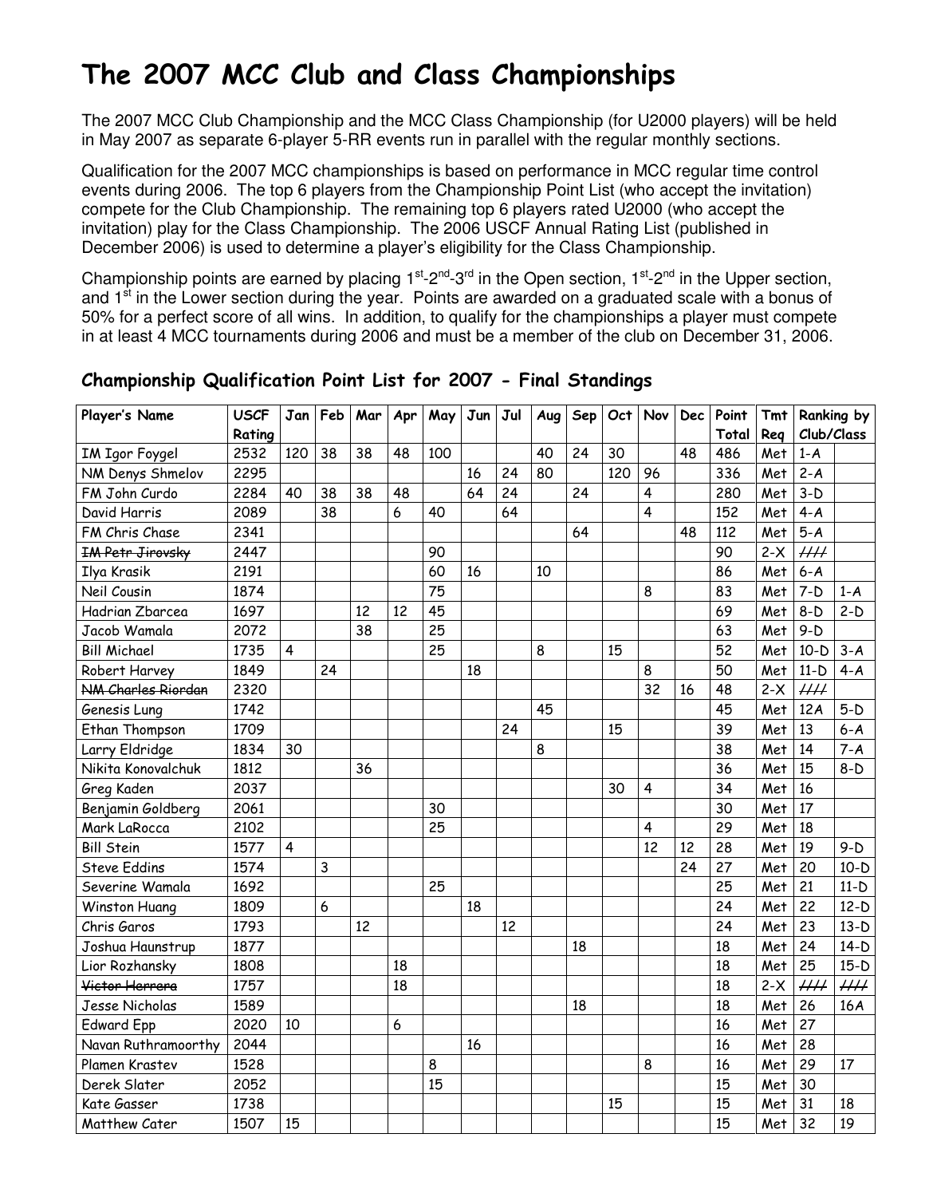# The 2007 MCC Club and Class Championships

The 2007 MCC Club Championship and the MCC Class Championship (for U2000 players) will be held in May 2007 as separate 6-player 5-RR events run in parallel with the regular monthly sections.

Qualification for the 2007 MCC championships is based on performance in MCC regular time control events during 2006. The top 6 players from the Championship Point List (who accept the invitation) compete for the Club Championship. The remaining top 6 players rated U2000 (who accept the invitation) play for the Class Championship. The 2006 USCF Annual Rating List (published in December 2006) is used to determine a player's eligibility for the Class Championship.

Championship points are earned by placing 1st-2nd-3rd in the Open section, 1st-2nd in the Upper section, and 1st in the Lower section during the year. Points are awarded on a graduated scale with a bonus of 50% for a perfect score of all wins. In addition, to qualify for the championships a player must compete in at least 4 MCC tournaments during 2006 and must be a member of the club on December 31, 2006.

## Championship Qualification Point List for 2007 - Final Standings

| Player's Name | USCF Rating | Jan | Feb | Mar | Apr | May | Jun | Jul | Aug | Sep | Oct | Nov | Dec | Point Total | Tmt Req | Ranking by Club/Class | |
|---|---|---|---|---|---|---|---|---|---|---|---|---|---|---|---|---|---|
| IM Igor Foygel | 2532 | 120 | 38 | 38 | 48 | 100 | | | 40 | 24 | 30 | | 48 | 486 | Met | 1-A | |
| NM Denys Shmelov | 2295 | | | | | | 16 | 24 | 80 | | 120 | 96 | | 336 | Met | 2-A | |
| FM John Curdo | 2284 | 40 | 38 | 38 | 48 | | 64 | 24 | | 24 | | 4 | | 280 | Met | 3-D | |
| David Harris | 2089 | | 38 | | 6 | 40 | | 64 | | | | 4 | | 152 | Met | 4-A | |
| FM Chris Chase | 2341 | | | | | | | | | 64 | | | 48 | 112 | Met | 5-A | |
| ~~IM Petr Jirovsky~~ | 2447 | | | | | 90 | | | | | | | | 90 | 2-X | //// | |
| Ilya Krasik | 2191 | | | | | 60 | 16 | | 10 | | | | | 86 | Met | 6-A | |
| Neil Cousin | 1874 | | | | | 75 | | | | | | 8 | | 83 | Met | 7-D | 1-A |
| Hadrian Zbarcea | 1697 | | | 12 | 12 | 45 | | | | | | | | 69 | Met | 8-D | 2-D |
| Jacob Wamala | 2072 | | | 38 | | 25 | | | | | | | | 63 | Met | 9-D | |
| Bill Michael | 1735 | 4 | | | | 25 | | | 8 | | 15 | | | 52 | Met | 10-D | 3-A |
| Robert Harvey | 1849 | | 24 | | | | 18 | | | | | 8 | | 50 | Met | 11-D | 4-A |
| ~~NM Charles Riordan~~ | 2320 | | | | | | | | | | | 32 | 16 | 48 | 2-X | //// | |
| Genesis Lung | 1742 | | | | | | | | 45 | | | | | 45 | Met | 12A | 5-D |
| Ethan Thompson | 1709 | | | | | | | 24 | | | 15 | | | 39 | Met | 13 | 6-A |
| Larry Eldridge | 1834 | 30 | | | | | | | 8 | | | | | 38 | Met | 14 | 7-A |
| Nikita Konovalchuk | 1812 | | | 36 | | | | | | | | | | 36 | Met | 15 | 8-D |
| Greg Kaden | 2037 | | | | | | | | | | 30 | 4 | | 34 | Met | 16 | |
| Benjamin Goldberg | 2061 | | | | | 30 | | | | | | | | 30 | Met | 17 | |
| Mark LaRocca | 2102 | | | | | 25 | | | | | | 4 | | 29 | Met | 18 | |
| Bill Stein | 1577 | 4 | | | | | | | | | | 12 | 12 | 28 | Met | 19 | 9-D |
| Steve Eddins | 1574 | | 3 | | | | | | | | | | 24 | 27 | Met | 20 | 10-D |
| Severine Wamala | 1692 | | | | | 25 | | | | | | | | 25 | Met | 21 | 11-D |
| Winston Huang | 1809 | | 6 | | | | 18 | | | | | | | 24 | Met | 22 | 12-D |
| Chris Garos | 1793 | | | 12 | | | | 12 | | | | | | 24 | Met | 23 | 13-D |
| Joshua Haunstrup | 1877 | | | | | | | | | 18 | | | | 18 | Met | 24 | 14-D |
| Lior Rozhansky | 1808 | | | | 18 | | | | | | | | | 18 | Met | 25 | 15-D |
| ~~Victor Herrera~~ | 1757 | | | | 18 | | | | | | | | | 18 | 2-X | //// | //// |
| Jesse Nicholas | 1589 | | | | | | | | | 18 | | | | 18 | Met | 26 | 16A |
| Edward Epp | 2020 | 10 | | | 6 | | | | | | | | | 16 | Met | 27 | |
| Navan Ruthramoorthy | 2044 | | | | | | 16 | | | | | | | 16 | Met | 28 | |
| Plamen Krastev | 1528 | | | | | 8 | | | | | | 8 | | 16 | Met | 29 | 17 |
| Derek Slater | 2052 | | | | | 15 | | | | | | | | 15 | Met | 30 | |
| Kate Gasser | 1738 | | | | | | | | | | 15 | | | 15 | Met | 31 | 18 |
| Matthew Cater | 1507 | 15 | | | | | | | | | | | | 15 | Met | 32 | 19 |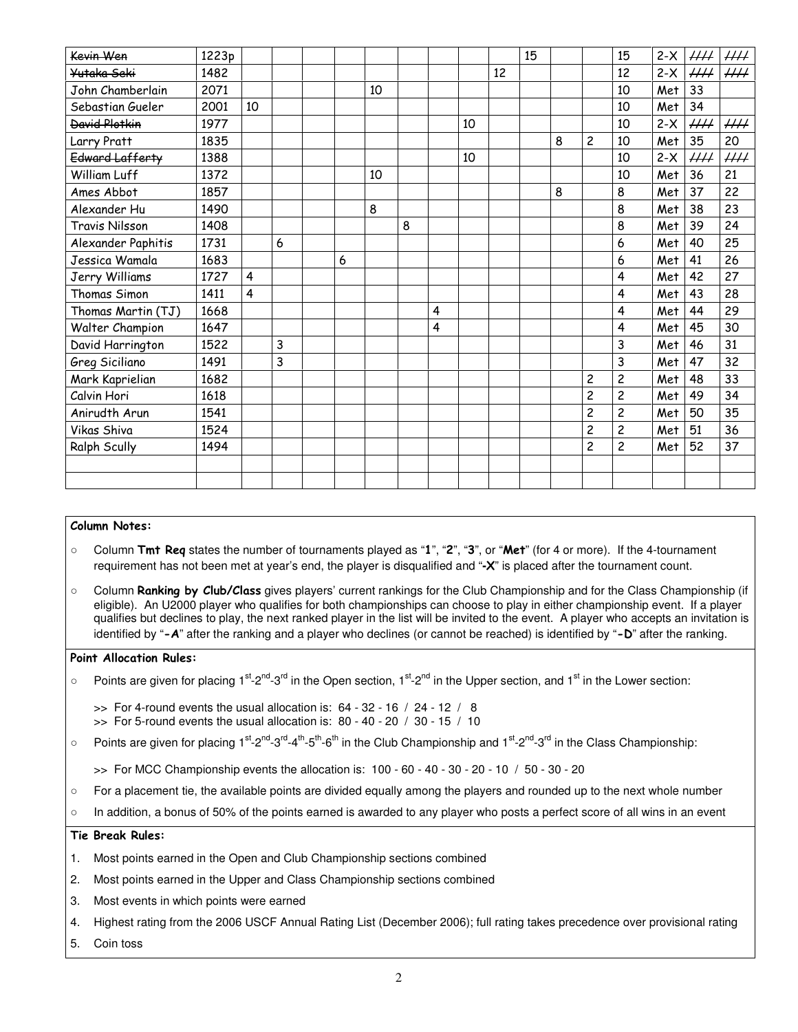| | | | | | | | | | | | | | | | | | |
|---|---|---|---|---|---|---|---|---|---|---|---|---|---|---|---|---|---|
| ~~Kevin Wen~~ | 1223p | | | | | | | | | | 15 | | | 15 | 2-X | //// | //// |
| ~~Yutaka Seki~~ | 1482 | | | | | | | | | 12 | | | | 12 | 2-X | //// | //// |
| John Chamberlain | 2071 | | | | | 10 | | | | | | | | 10 | Met | 33 | |
| Sebastian Gueler | 2001 | 10 | | | | | | | | | | | | 10 | Met | 34 | |
| ~~David Plotkin~~ | 1977 | | | | | | | | 10 | | | | | 10 | 2-X | //// | //// |
| Larry Pratt | 1835 | | | | | | | | | | | 8 | 2 | 10 | Met | 35 | 20 |
| ~~Edward Lafferty~~ | 1388 | | | | | | | | 10 | | | | | 10 | 2-X | //// | //// |
| William Luff | 1372 | | | | | 10 | | | | | | | | 10 | Met | 36 | 21 |
| Ames Abbot | 1857 | | | | | | | | | | | 8 | | 8 | Met | 37 | 22 |
| Alexander Hu | 1490 | | | | | 8 | | | | | | | | 8 | Met | 38 | 23 |
| Travis Nilsson | 1408 | | | | | | 8 | | | | | | | 8 | Met | 39 | 24 |
| Alexander Paphitis | 1731 | | 6 | | | | | | | | | | | 6 | Met | 40 | 25 |
| Jessica Wamala | 1683 | | | | 6 | | | | | | | | | 6 | Met | 41 | 26 |
| Jerry Williams | 1727 | 4 | | | | | | | | | | | | 4 | Met | 42 | 27 |
| Thomas Simon | 1411 | 4 | | | | | | | | | | | | 4 | Met | 43 | 28 |
| Thomas Martin (TJ) | 1668 | | | | | | | 4 | | | | | | 4 | Met | 44 | 29 |
| Walter Champion | 1647 | | | | | | | 4 | | | | | | 4 | Met | 45 | 30 |
| David Harrington | 1522 | | 3 | | | | | | | | | | | 3 | Met | 46 | 31 |
| Greg Siciliano | 1491 | | 3 | | | | | | | | | | | 3 | Met | 47 | 32 |
| Mark Kaprielian | 1682 | | | | | | | | | | | | 2 | 2 | Met | 48 | 33 |
| Calvin Hori | 1618 | | | | | | | | | | | | 2 | 2 | Met | 49 | 34 |
| Anirudth Arun | 1541 | | | | | | | | | | | | 2 | 2 | Met | 50 | 35 |
| Vikas Shiva | 1524 | | | | | | | | | | | | 2 | 2 | Met | 51 | 36 |
| Ralph Scully | 1494 | | | | | | | | | | | | 2 | 2 | Met | 52 | 37 |
| | | | | | | | | | | | | | | | | | |
| | | | | | | | | | | | | | | | | | |

**Column Notes:**

- Column **Tmt Req** states the number of tournaments played as "**1**", "**2**", "**3**", or "**Met**" (for 4 or more). If the 4-tournament requirement has not been met at year's end, the player is disqualified and "**-X**" is placed after the tournament count.
- Column **Ranking by Club/Class** gives players' current rankings for the Club Championship and for the Class Championship (if eligible). An U2000 player who qualifies for both championships can choose to play in either championship event. If a player qualifies but declines to play, the next ranked player in the list will be invited to the event. A player who accepts an invitation is identified by "**-A**" after the ranking and a player who declines (or cannot be reached) is identified by "**-D**" after the ranking.

**Point Allocation Rules:**

- Points are given for placing 1st-2nd-3rd in the Open section, 1st-2nd in the Upper section, and 1st in the Lower section:

  >> For 4-round events the usual allocation is: 64 - 32 - 16 / 24 - 12 / 8
  >> For 5-round events the usual allocation is: 80 - 40 - 20 / 30 - 15 / 10

- Points are given for placing 1st-2nd-3rd-4th-5th-6th in the Club Championship and 1st-2nd-3rd in the Class Championship:

  >> For MCC Championship events the allocation is: 100 - 60 - 40 - 30 - 20 - 10 / 50 - 30 - 20

- For a placement tie, the available points are divided equally among the players and rounded up to the next whole number
- In addition, a bonus of 50% of the points earned is awarded to any player who posts a perfect score of all wins in an event

**Tie Break Rules:**

1. Most points earned in the Open and Club Championship sections combined
2. Most points earned in the Upper and Class Championship sections combined
3. Most events in which points were earned
4. Highest rating from the 2006 USCF Annual Rating List (December 2006); full rating takes precedence over provisional rating
5. Coin toss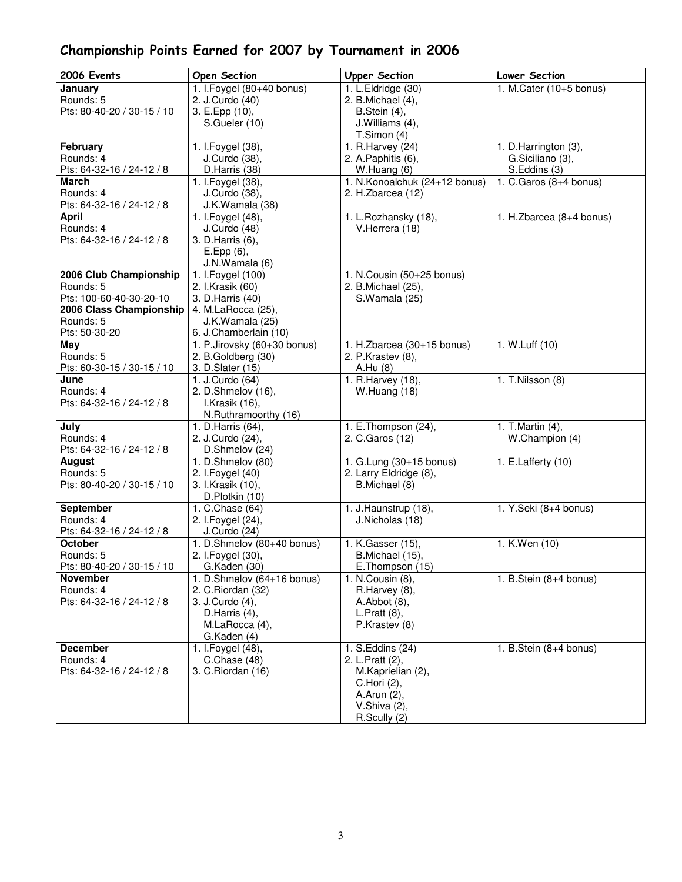## Championship Points Earned for 2007 by Tournament in 2006

| 2006 Events | Open Section | Upper Section | Lower Section |
|---|---|---|---|
| **January**<br>Rounds: 5<br>Pts: 80-40-20 / 30-15 / 10 | 1. I.Foygel (80+40 bonus)<br>2. J.Curdo (40)<br>3. E.Epp (10),<br>S.Gueler (10) | 1. L.Eldridge (30)<br>2. B.Michael (4),<br>B.Stein (4),<br>J.Williams (4),<br>T.Simon (4) | 1. M.Cater (10+5 bonus) |
| **February**<br>Rounds: 4<br>Pts: 64-32-16 / 24-12 / 8 | 1. I.Foygel (38),<br>J.Curdo (38),<br>D.Harris (38) | 1. R.Harvey (24)<br>2. A.Paphitis (6),<br>W.Huang (6) | 1. D.Harrington (3),<br>G.Siciliano (3),<br>S.Eddins (3) |
| **March**<br>Rounds: 4<br>Pts: 64-32-16 / 24-12 / 8 | 1. I.Foygel (38),<br>J.Curdo (38),<br>J.K.Wamala (38) | 1. N.Konoalchuk (24+12 bonus)<br>2. H.Zbarcea (12) | 1. C.Garos (8+4 bonus) |
| **April**<br>Rounds: 4<br>Pts: 64-32-16 / 24-12 / 8 | 1. I.Foygel (48),<br>J.Curdo (48)<br>3. D.Harris (6),<br>E.Epp (6),<br>J.N.Wamala (6) | 1. L.Rozhansky (18),<br>V.Herrera (18) | 1. H.Zbarcea (8+4 bonus) |
| **2006 Club Championship**<br>Rounds: 5<br>Pts: 100-60-40-30-20-10<br>**2006 Class Championship**<br>Rounds: 5<br>Pts: 50-30-20 | 1. I.Foygel (100)<br>2. I.Krasik (60)<br>3. D.Harris (40)<br>4. M.LaRocca (25),<br>J.K.Wamala (25)<br>6. J.Chamberlain (10) | 1. N.Cousin (50+25 bonus)<br>2. B.Michael (25),<br>S.Wamala (25) | |
| **May**<br>Rounds: 5<br>Pts: 60-30-15 / 30-15 / 10 | 1. P.Jirovsky (60+30 bonus)<br>2. B.Goldberg (30)<br>3. D.Slater (15) | 1. H.Zbarcea (30+15 bonus)<br>2. P.Krastev (8),<br>A.Hu (8) | 1. W.Luff (10) |
| **June**<br>Rounds: 4<br>Pts: 64-32-16 / 24-12 / 8 | 1. J.Curdo (64)<br>2. D.Shmelov (16),<br>I.Krasik (16),<br>N.Ruthramoorthy (16) | 1. R.Harvey (18),<br>W.Huang (18) | 1. T.Nilsson (8) |
| **July**<br>Rounds: 4<br>Pts: 64-32-16 / 24-12 / 8 | 1. D.Harris (64),<br>2. J.Curdo (24),<br>D.Shmelov (24) | 1. E.Thompson (24),<br>2. C.Garos (12) | 1. T.Martin (4),<br>W.Champion (4) |
| **August**<br>Rounds: 5<br>Pts: 80-40-20 / 30-15 / 10 | 1. D.Shmelov (80)<br>2. I.Foygel (40)<br>3. I.Krasik (10),<br>D.Plotkin (10) | 1. G.Lung (30+15 bonus)<br>2. Larry Eldridge (8),<br>B.Michael (8) | 1. E.Lafferty (10) |
| **September**<br>Rounds: 4<br>Pts: 64-32-16 / 24-12 / 8 | 1. C.Chase (64)<br>2. I.Foygel (24),<br>J.Curdo (24) | 1. J.Haunstrup (18),<br>J.Nicholas (18) | 1. Y.Seki (8+4 bonus) |
| **October**<br>Rounds: 5<br>Pts: 80-40-20 / 30-15 / 10 | 1. D.Shmelov (80+40 bonus)<br>2. I.Foygel (30),<br>G.Kaden (30) | 1. K.Gasser (15),<br>B.Michael (15),<br>E.Thompson (15) | 1. K.Wen (10) |
| **November**<br>Rounds: 4<br>Pts: 64-32-16 / 24-12 / 8 | 1. D.Shmelov (64+16 bonus)<br>2. C.Riordan (32)<br>3. J.Curdo (4),<br>D.Harris (4),<br>M.LaRocca (4),<br>G.Kaden (4) | 1. N.Cousin (8),<br>R.Harvey (8),<br>A.Abbot (8),<br>L.Pratt (8),<br>P.Krastev (8) | 1. B.Stein (8+4 bonus) |
| **December**<br>Rounds: 4<br>Pts: 64-32-16 / 24-12 / 8 | 1. I.Foygel (48),<br>C.Chase (48)<br>3. C.Riordan (16) | 1. S.Eddins (24)<br>2. L.Pratt (2),<br>M.Kaprielian (2),<br>C.Hori (2),<br>A.Arun (2),<br>V.Shiva (2),<br>R.Scully (2) | 1. B.Stein (8+4 bonus) |